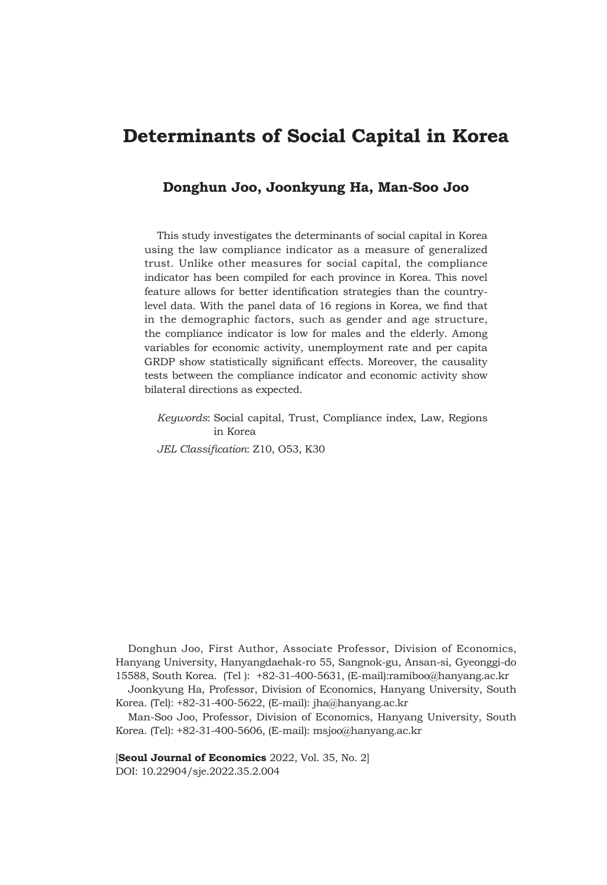# Determinants of Social Capital in Korea

**Donghun Joo, Joonkyung Ha, Man-Soo Joo**

This study investigates the determinants of social capital in Korea using the law compliance indicator as a measure of generalized trust. Unlike other measures for social capital, the compliance indicator has been compiled for each province in Korea. This novel feature allows for better identification strategies than the country-level data. With the panel data of 16 regions in Korea, we find that in the demographic factors, such as gender and age structure, the compliance indicator is low for males and the elderly. Among variables for economic activity, unemployment rate and per capita GRDP show statistically significant effects. Moreover, the causality tests between the compliance indicator and economic activity show bilateral directions as expected.

*Keywords*: Social capital, Trust, Compliance index, Law, Regions in Korea

*JEL Classification*: Z10, O53, K30

Donghun Joo, First Author, Associate Professor, Division of Economics, Hanyang University, Hanyangdaehak-ro 55, Sangnok-gu, Ansan-si, Gyeonggi-do 15588, South Korea. (Tel ): +82-31-400-5631, (E-mail):ramiboo@hanyang.ac.kr

Joonkyung Ha, Professor, Division of Economics, Hanyang University, South Korea. (Tel): +82-31-400-5622, (E-mail): jha@hanyang.ac.kr

Man-Soo Joo, Professor, Division of Economics, Hanyang University, South Korea. (Tel): +82-31-400-5606, (E-mail): msjoo@hanyang.ac.kr

[**Seoul Journal of Economics** 2022, Vol. 35, No. 2]
DOI: 10.22904/sje.2022.35.2.004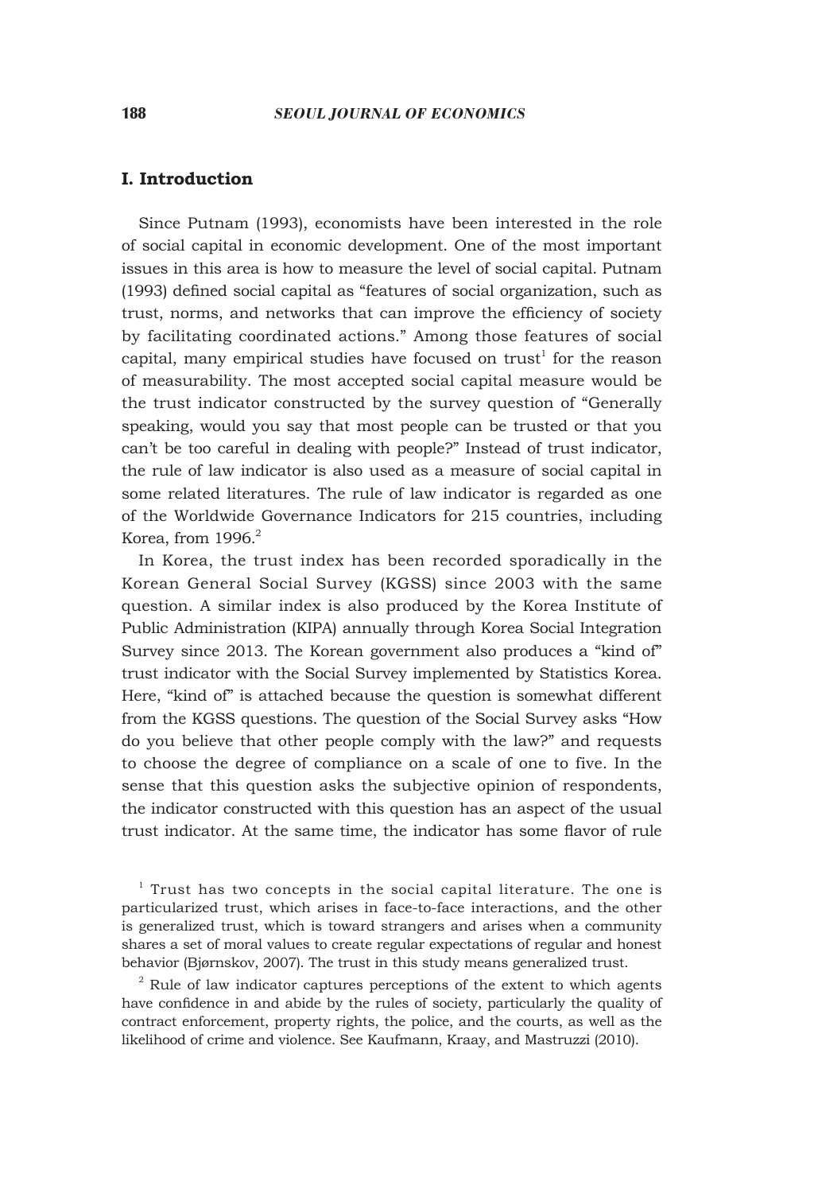## I. Introduction

Since Putnam (1993), economists have been interested in the role of social capital in economic development. One of the most important issues in this area is how to measure the level of social capital. Putnam (1993) defined social capital as "features of social organization, such as trust, norms, and networks that can improve the efficiency of society by facilitating coordinated actions." Among those features of social capital, many empirical studies have focused on trust[1] for the reason of measurability. The most accepted social capital measure would be the trust indicator constructed by the survey question of "Generally speaking, would you say that most people can be trusted or that you can't be too careful in dealing with people?" Instead of trust indicator, the rule of law indicator is also used as a measure of social capital in some related literatures. The rule of law indicator is regarded as one of the Worldwide Governance Indicators for 215 countries, including Korea, from 1996.[2]

In Korea, the trust index has been recorded sporadically in the Korean General Social Survey (KGSS) since 2003 with the same question. A similar index is also produced by the Korea Institute of Public Administration (KIPA) annually through Korea Social Integration Survey since 2013. The Korean government also produces a "kind of" trust indicator with the Social Survey implemented by Statistics Korea. Here, "kind of" is attached because the question is somewhat different from the KGSS questions. The question of the Social Survey asks "How do you believe that other people comply with the law?" and requests to choose the degree of compliance on a scale of one to five. In the sense that this question asks the subjective opinion of respondents, the indicator constructed with this question has an aspect of the usual trust indicator. At the same time, the indicator has some flavor of rule

[1] Trust has two concepts in the social capital literature. The one is particularized trust, which arises in face-to-face interactions, and the other is generalized trust, which is toward strangers and arises when a community shares a set of moral values to create regular expectations of regular and honest behavior (Bjørnskov, 2007). The trust in this study means generalized trust.

[2] Rule of law indicator captures perceptions of the extent to which agents have confidence in and abide by the rules of society, particularly the quality of contract enforcement, property rights, the police, and the courts, as well as the likelihood of crime and violence. See Kaufmann, Kraay, and Mastruzzi (2010).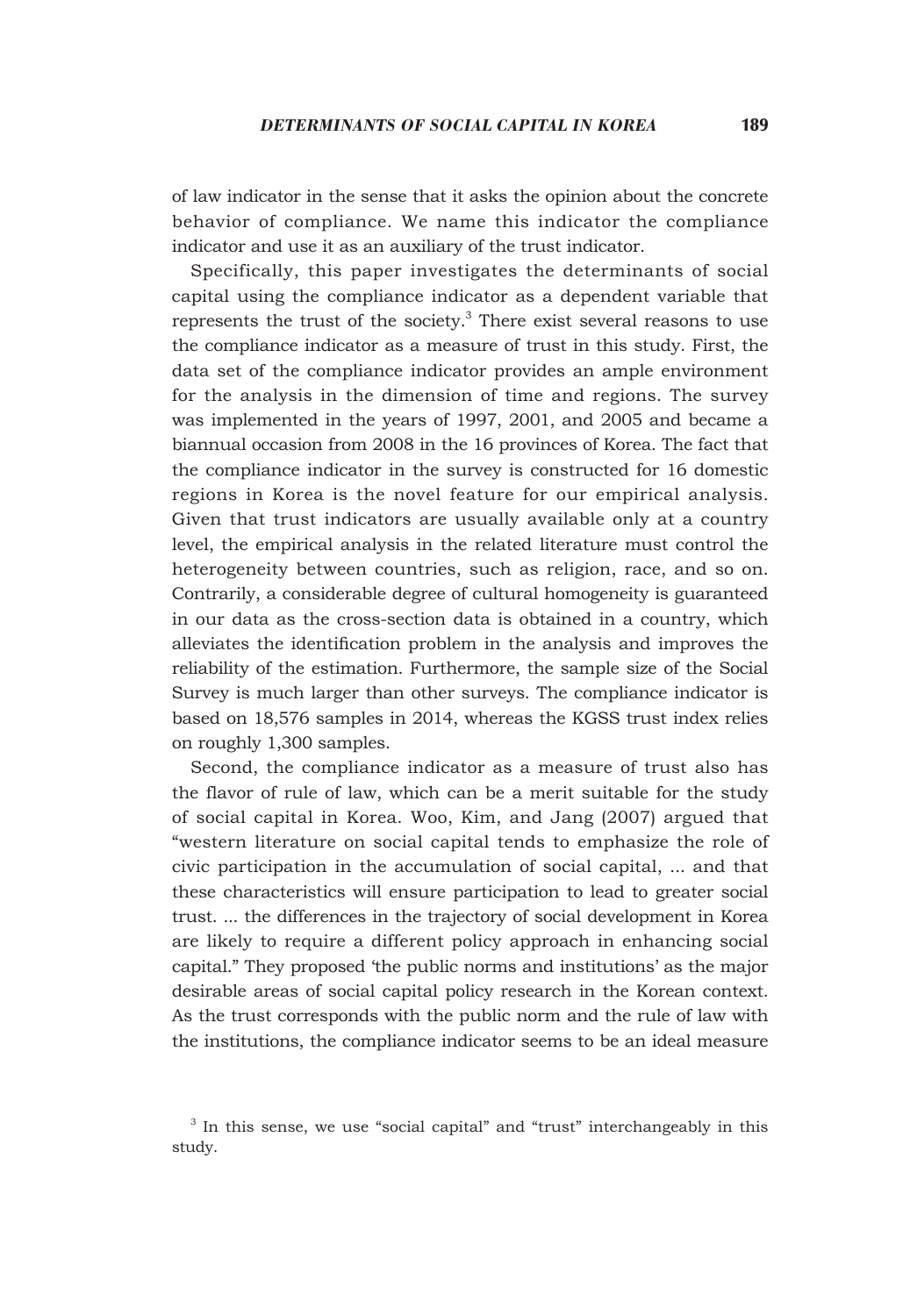of law indicator in the sense that it asks the opinion about the concrete behavior of compliance. We name this indicator the compliance indicator and use it as an auxiliary of the trust indicator.

Specifically, this paper investigates the determinants of social capital using the compliance indicator as a dependent variable that represents the trust of the society.[3] There exist several reasons to use the compliance indicator as a measure of trust in this study. First, the data set of the compliance indicator provides an ample environment for the analysis in the dimension of time and regions. The survey was implemented in the years of 1997, 2001, and 2005 and became a biannual occasion from 2008 in the 16 provinces of Korea. The fact that the compliance indicator in the survey is constructed for 16 domestic regions in Korea is the novel feature for our empirical analysis. Given that trust indicators are usually available only at a country level, the empirical analysis in the related literature must control the heterogeneity between countries, such as religion, race, and so on. Contrarily, a considerable degree of cultural homogeneity is guaranteed in our data as the cross-section data is obtained in a country, which alleviates the identification problem in the analysis and improves the reliability of the estimation. Furthermore, the sample size of the Social Survey is much larger than other surveys. The compliance indicator is based on 18,576 samples in 2014, whereas the KGSS trust index relies on roughly 1,300 samples.

Second, the compliance indicator as a measure of trust also has the flavor of rule of law, which can be a merit suitable for the study of social capital in Korea. Woo, Kim, and Jang (2007) argued that "western literature on social capital tends to emphasize the role of civic participation in the accumulation of social capital, ... and that these characteristics will ensure participation to lead to greater social trust. ... the differences in the trajectory of social development in Korea are likely to require a different policy approach in enhancing social capital." They proposed 'the public norms and institutions' as the major desirable areas of social capital policy research in the Korean context. As the trust corresponds with the public norm and the rule of law with the institutions, the compliance indicator seems to be an ideal measure

[3] In this sense, we use "social capital" and "trust" interchangeably in this study.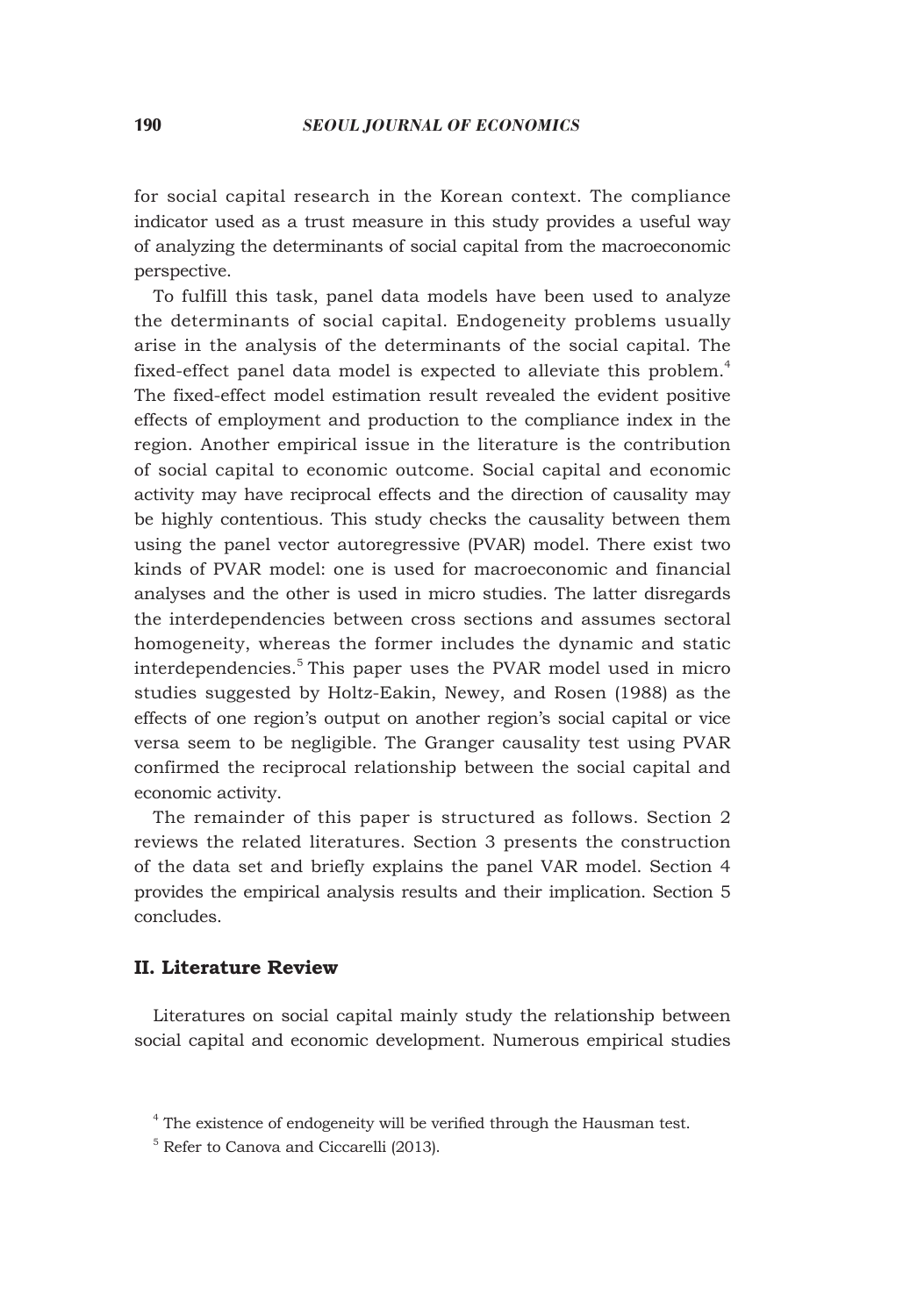for social capital research in the Korean context. The compliance indicator used as a trust measure in this study provides a useful way of analyzing the determinants of social capital from the macroeconomic perspective.

To fulfill this task, panel data models have been used to analyze the determinants of social capital. Endogeneity problems usually arise in the analysis of the determinants of the social capital. The fixed-effect panel data model is expected to alleviate this problem.[4] The fixed-effect model estimation result revealed the evident positive effects of employment and production to the compliance index in the region. Another empirical issue in the literature is the contribution of social capital to economic outcome. Social capital and economic activity may have reciprocal effects and the direction of causality may be highly contentious. This study checks the causality between them using the panel vector autoregressive (PVAR) model. There exist two kinds of PVAR model: one is used for macroeconomic and financial analyses and the other is used in micro studies. The latter disregards the interdependencies between cross sections and assumes sectoral homogeneity, whereas the former includes the dynamic and static interdependencies.[5] This paper uses the PVAR model used in micro studies suggested by Holtz-Eakin, Newey, and Rosen (1988) as the effects of one region's output on another region's social capital or vice versa seem to be negligible. The Granger causality test using PVAR confirmed the reciprocal relationship between the social capital and economic activity.

The remainder of this paper is structured as follows. Section 2 reviews the related literatures. Section 3 presents the construction of the data set and briefly explains the panel VAR model. Section 4 provides the empirical analysis results and their implication. Section 5 concludes.

## II. Literature Review

Literatures on social capital mainly study the relationship between social capital and economic development. Numerous empirical studies

[4] The existence of endogeneity will be verified through the Hausman test.

[5] Refer to Canova and Ciccarelli (2013).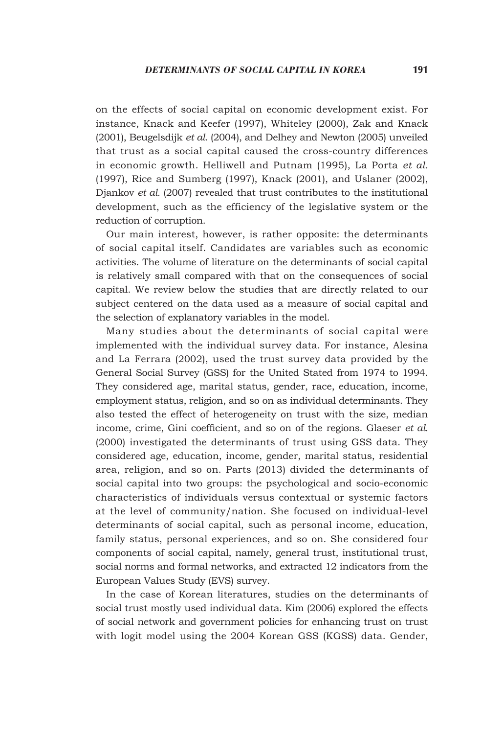on the effects of social capital on economic development exist. For instance, Knack and Keefer (1997), Whiteley (2000), Zak and Knack (2001), Beugelsdijk *et al.* (2004), and Delhey and Newton (2005) unveiled that trust as a social capital caused the cross-country differences in economic growth. Helliwell and Putnam (1995), La Porta *et al.* (1997), Rice and Sumberg (1997), Knack (2001), and Uslaner (2002), Djankov *et al.* (2007) revealed that trust contributes to the institutional development, such as the efficiency of the legislative system or the reduction of corruption.

Our main interest, however, is rather opposite: the determinants of social capital itself. Candidates are variables such as economic activities. The volume of literature on the determinants of social capital is relatively small compared with that on the consequences of social capital. We review below the studies that are directly related to our subject centered on the data used as a measure of social capital and the selection of explanatory variables in the model.

Many studies about the determinants of social capital were implemented with the individual survey data. For instance, Alesina and La Ferrara (2002), used the trust survey data provided by the General Social Survey (GSS) for the United Stated from 1974 to 1994. They considered age, marital status, gender, race, education, income, employment status, religion, and so on as individual determinants. They also tested the effect of heterogeneity on trust with the size, median income, crime, Gini coefficient, and so on of the regions. Glaeser *et al.* (2000) investigated the determinants of trust using GSS data. They considered age, education, income, gender, marital status, residential area, religion, and so on. Parts (2013) divided the determinants of social capital into two groups: the psychological and socio-economic characteristics of individuals versus contextual or systemic factors at the level of community/nation. She focused on individual-level determinants of social capital, such as personal income, education, family status, personal experiences, and so on. She considered four components of social capital, namely, general trust, institutional trust, social norms and formal networks, and extracted 12 indicators from the European Values Study (EVS) survey.

In the case of Korean literatures, studies on the determinants of social trust mostly used individual data. Kim (2006) explored the effects of social network and government policies for enhancing trust on trust with logit model using the 2004 Korean GSS (KGSS) data. Gender,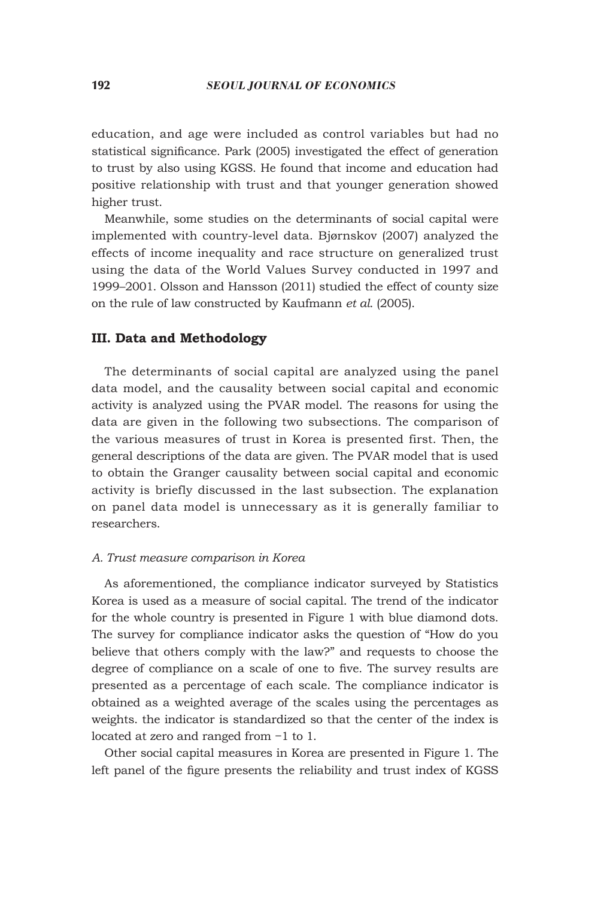education, and age were included as control variables but had no statistical significance. Park (2005) investigated the effect of generation to trust by also using KGSS. He found that income and education had positive relationship with trust and that younger generation showed higher trust.

Meanwhile, some studies on the determinants of social capital were implemented with country-level data. Bjørnskov (2007) analyzed the effects of income inequality and race structure on generalized trust using the data of the World Values Survey conducted in 1997 and 1999–2001. Olsson and Hansson (2011) studied the effect of county size on the rule of law constructed by Kaufmann *et al*. (2005).

## III. Data and Methodology

The determinants of social capital are analyzed using the panel data model, and the causality between social capital and economic activity is analyzed using the PVAR model. The reasons for using the data are given in the following two subsections. The comparison of the various measures of trust in Korea is presented first. Then, the general descriptions of the data are given. The PVAR model that is used to obtain the Granger causality between social capital and economic activity is briefly discussed in the last subsection. The explanation on panel data model is unnecessary as it is generally familiar to researchers.

### *A. Trust measure comparison in Korea*

As aforementioned, the compliance indicator surveyed by Statistics Korea is used as a measure of social capital. The trend of the indicator for the whole country is presented in Figure 1 with blue diamond dots. The survey for compliance indicator asks the question of "How do you believe that others comply with the law?" and requests to choose the degree of compliance on a scale of one to five. The survey results are presented as a percentage of each scale. The compliance indicator is obtained as a weighted average of the scales using the percentages as weights. the indicator is standardized so that the center of the index is located at zero and ranged from −1 to 1.

Other social capital measures in Korea are presented in Figure 1. The left panel of the figure presents the reliability and trust index of KGSS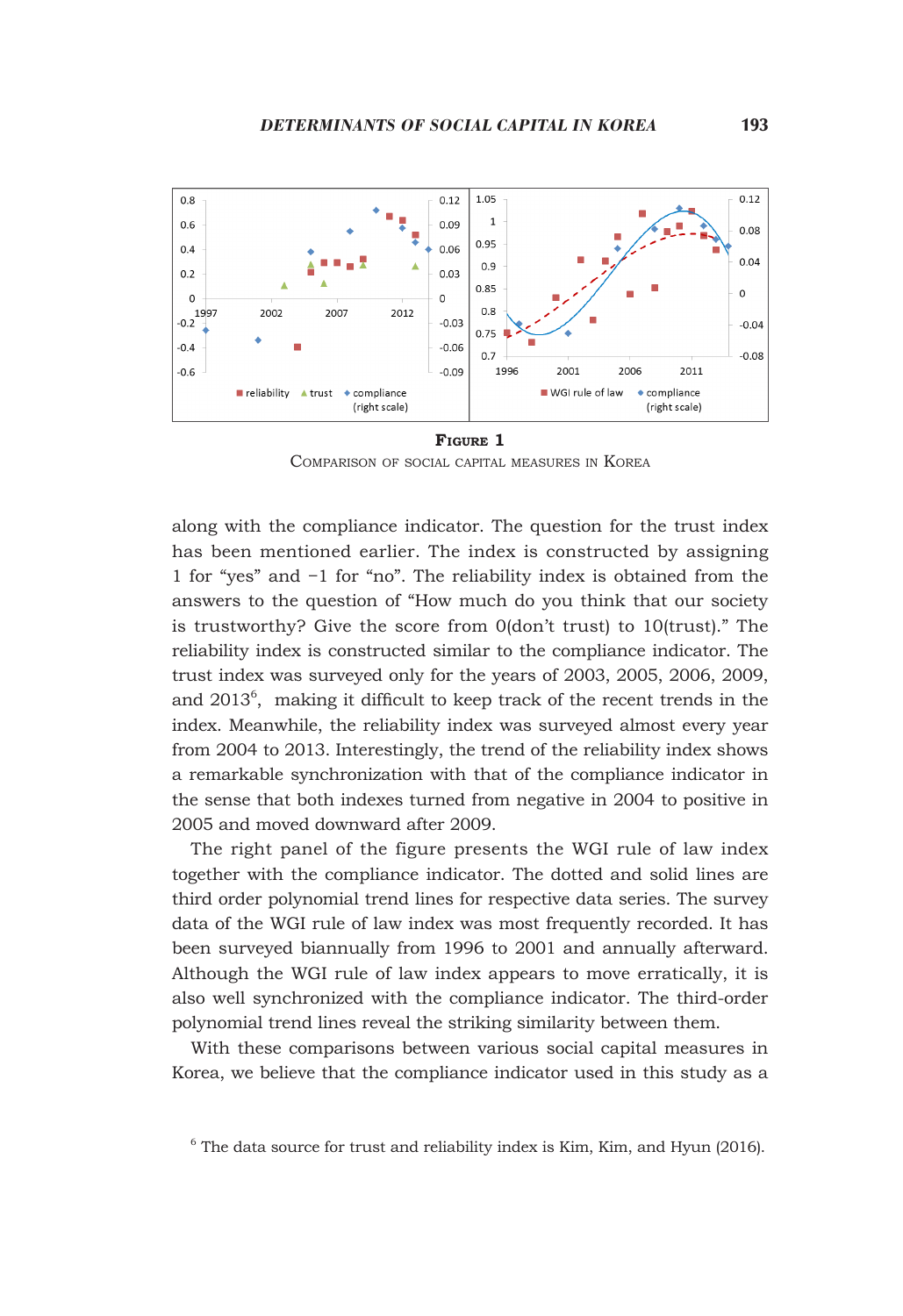**Figure 1**

Comparison of social capital measures in Korea

along with the compliance indicator. The question for the trust index has been mentioned earlier. The index is constructed by assigning 1 for "yes" and −1 for "no". The reliability index is obtained from the answers to the question of "How much do you think that our society is trustworthy? Give the score from 0(don't trust) to 10(trust)." The reliability index is constructed similar to the compliance indicator. The trust index was surveyed only for the years of 2003, 2005, 2006, 2009, and 2013[6], making it difficult to keep track of the recent trends in the index. Meanwhile, the reliability index was surveyed almost every year from 2004 to 2013. Interestingly, the trend of the reliability index shows a remarkable synchronization with that of the compliance indicator in the sense that both indexes turned from negative in 2004 to positive in 2005 and moved downward after 2009.

The right panel of the figure presents the WGI rule of law index together with the compliance indicator. The dotted and solid lines are third order polynomial trend lines for respective data series. The survey data of the WGI rule of law index was most frequently recorded. It has been surveyed biannually from 1996 to 2001 and annually afterward. Although the WGI rule of law index appears to move erratically, it is also well synchronized with the compliance indicator. The third-order polynomial trend lines reveal the striking similarity between them.

With these comparisons between various social capital measures in Korea, we believe that the compliance indicator used in this study as a

[6] The data source for trust and reliability index is Kim, Kim, and Hyun (2016).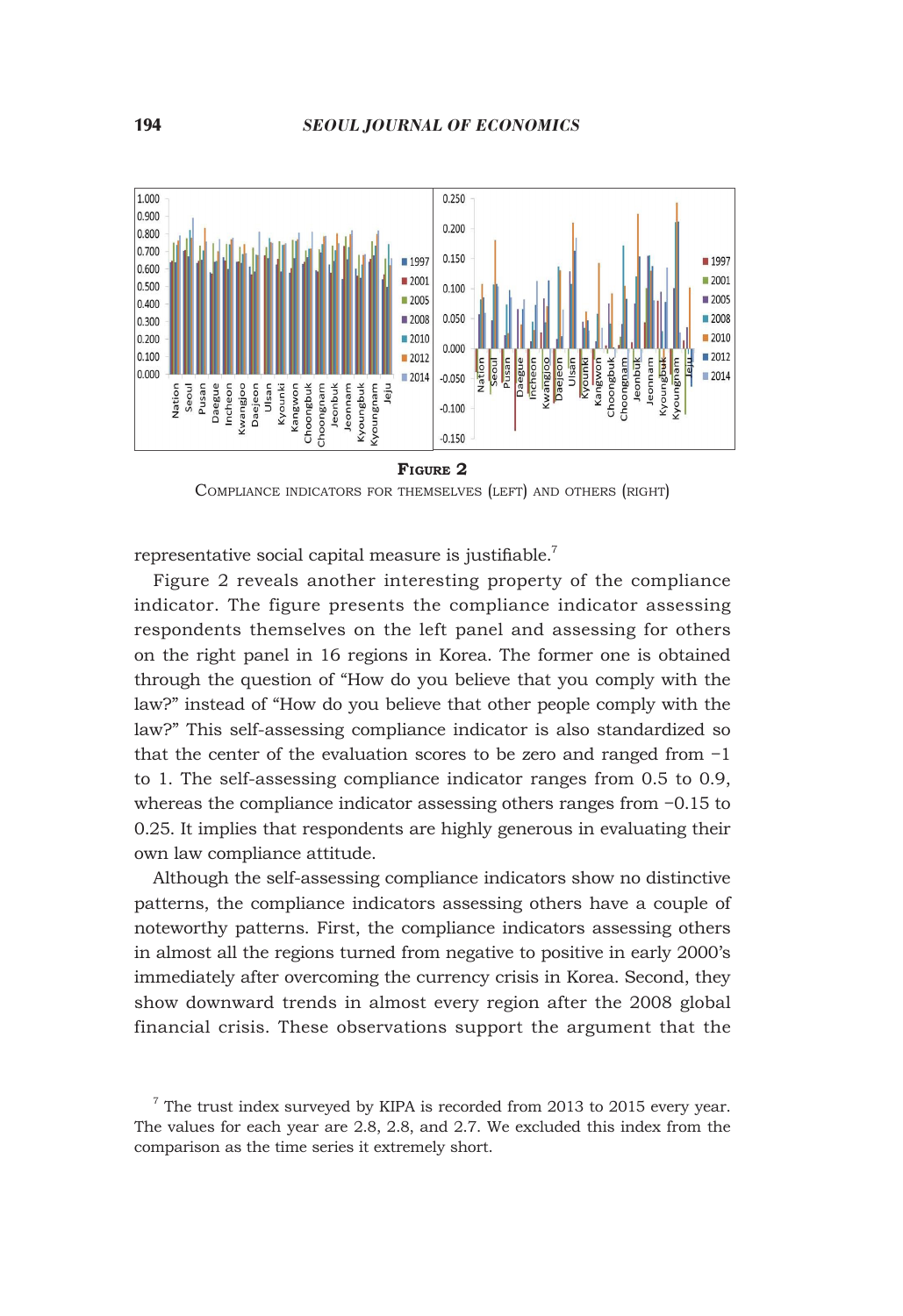**Figure 2**

Compliance indicators for themselves (left) and others (right)

representative social capital measure is justifiable.[7]

Figure 2 reveals another interesting property of the compliance indicator. The figure presents the compliance indicator assessing respondents themselves on the left panel and assessing for others on the right panel in 16 regions in Korea. The former one is obtained through the question of "How do you believe that you comply with the law?" instead of "How do you believe that other people comply with the law?" This self-assessing compliance indicator is also standardized so that the center of the evaluation scores to be zero and ranged from −1 to 1. The self-assessing compliance indicator ranges from 0.5 to 0.9, whereas the compliance indicator assessing others ranges from −0.15 to 0.25. It implies that respondents are highly generous in evaluating their own law compliance attitude.

Although the self-assessing compliance indicators show no distinctive patterns, the compliance indicators assessing others have a couple of noteworthy patterns. First, the compliance indicators assessing others in almost all the regions turned from negative to positive in early 2000's immediately after overcoming the currency crisis in Korea. Second, they show downward trends in almost every region after the 2008 global financial crisis. These observations support the argument that the

[7] The trust index surveyed by KIPA is recorded from 2013 to 2015 every year. The values for each year are 2.8, 2.8, and 2.7. We excluded this index from the comparison as the time series it extremely short.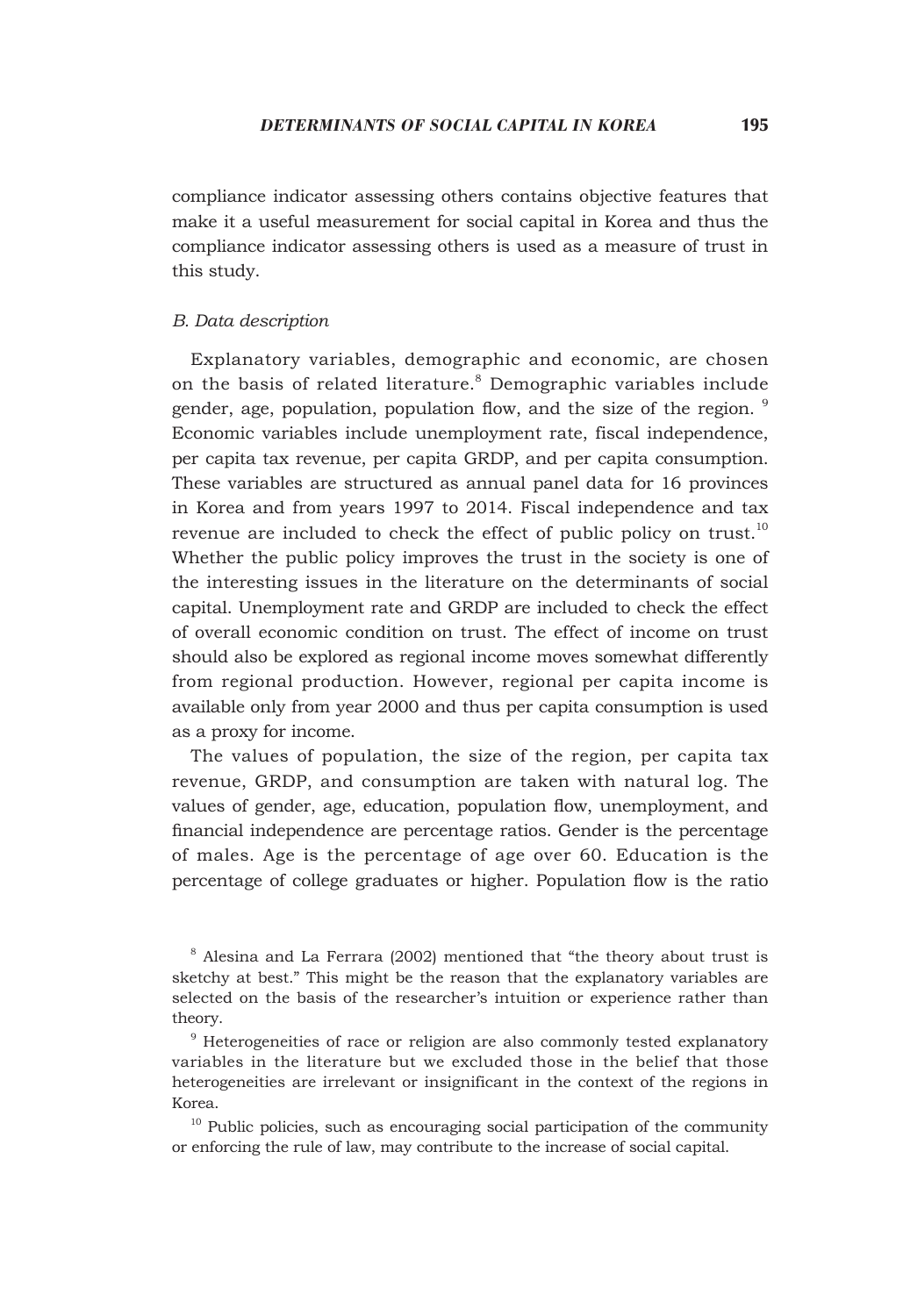compliance indicator assessing others contains objective features that make it a useful measurement for social capital in Korea and thus the compliance indicator assessing others is used as a measure of trust in this study.

*B. Data description*

Explanatory variables, demographic and economic, are chosen on the basis of related literature.[8] Demographic variables include gender, age, population, population flow, and the size of the region. [9] Economic variables include unemployment rate, fiscal independence, per capita tax revenue, per capita GRDP, and per capita consumption. These variables are structured as annual panel data for 16 provinces in Korea and from years 1997 to 2014. Fiscal independence and tax revenue are included to check the effect of public policy on trust.[10] Whether the public policy improves the trust in the society is one of the interesting issues in the literature on the determinants of social capital. Unemployment rate and GRDP are included to check the effect of overall economic condition on trust. The effect of income on trust should also be explored as regional income moves somewhat differently from regional production. However, regional per capita income is available only from year 2000 and thus per capita consumption is used as a proxy for income.

The values of population, the size of the region, per capita tax revenue, GRDP, and consumption are taken with natural log. The values of gender, age, education, population flow, unemployment, and financial independence are percentage ratios. Gender is the percentage of males. Age is the percentage of age over 60. Education is the percentage of college graduates or higher. Population flow is the ratio

[8] Alesina and La Ferrara (2002) mentioned that "the theory about trust is sketchy at best." This might be the reason that the explanatory variables are selected on the basis of the researcher's intuition or experience rather than theory.

[9] Heterogeneities of race or religion are also commonly tested explanatory variables in the literature but we excluded those in the belief that those heterogeneities are irrelevant or insignificant in the context of the regions in Korea.

[10] Public policies, such as encouraging social participation of the community or enforcing the rule of law, may contribute to the increase of social capital.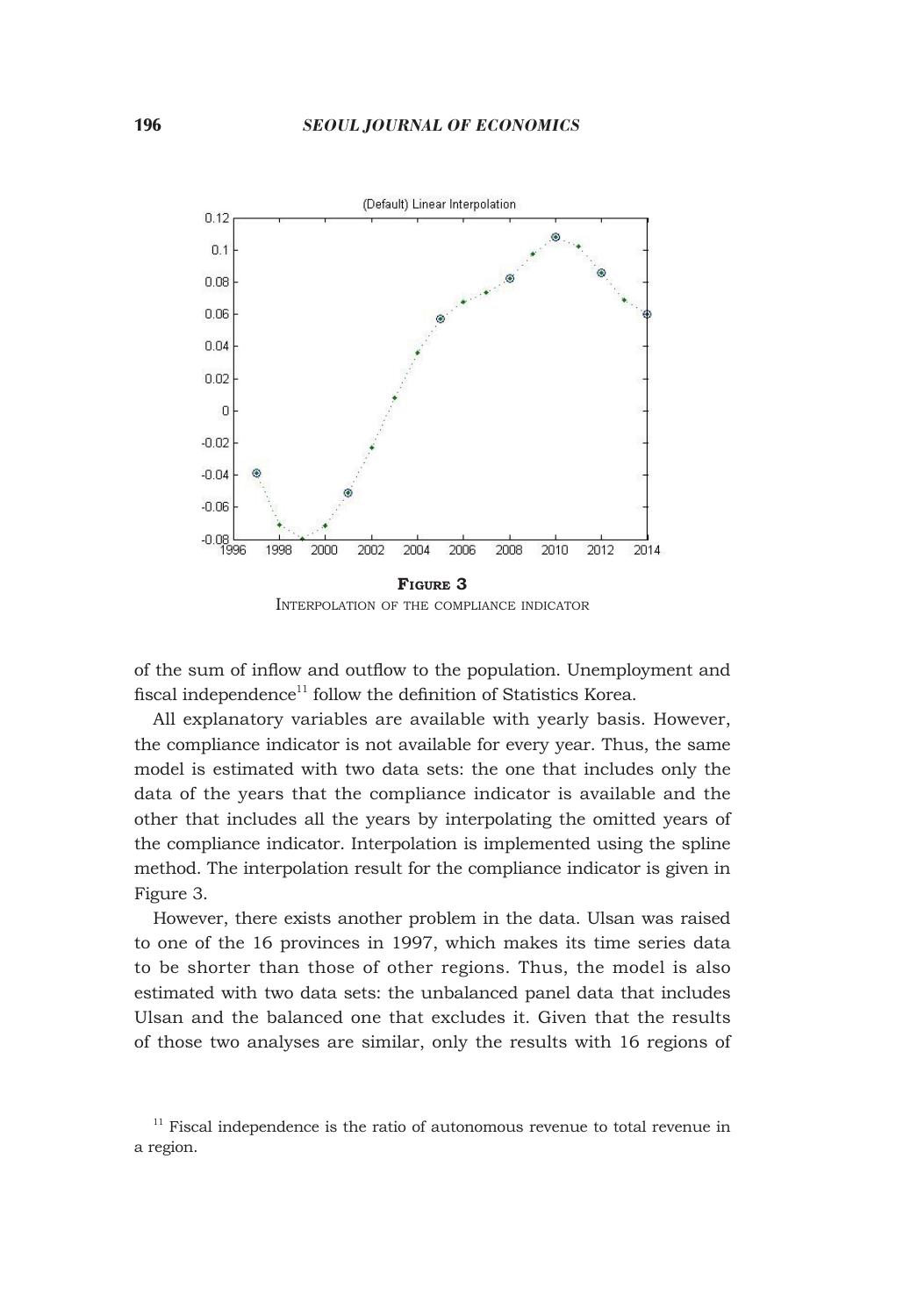FIGURE 3

INTERPOLATION OF THE COMPLIANCE INDICATOR

of the sum of inflow and outflow to the population. Unemployment and fiscal independence[11] follow the definition of Statistics Korea.

All explanatory variables are available with yearly basis. However, the compliance indicator is not available for every year. Thus, the same model is estimated with two data sets: the one that includes only the data of the years that the compliance indicator is available and the other that includes all the years by interpolating the omitted years of the compliance indicator. Interpolation is implemented using the spline method. The interpolation result for the compliance indicator is given in Figure 3.

However, there exists another problem in the data. Ulsan was raised to one of the 16 provinces in 1997, which makes its time series data to be shorter than those of other regions. Thus, the model is also estimated with two data sets: the unbalanced panel data that includes Ulsan and the balanced one that excludes it. Given that the results of those two analyses are similar, only the results with 16 regions of

[11] Fiscal independence is the ratio of autonomous revenue to total revenue in a region.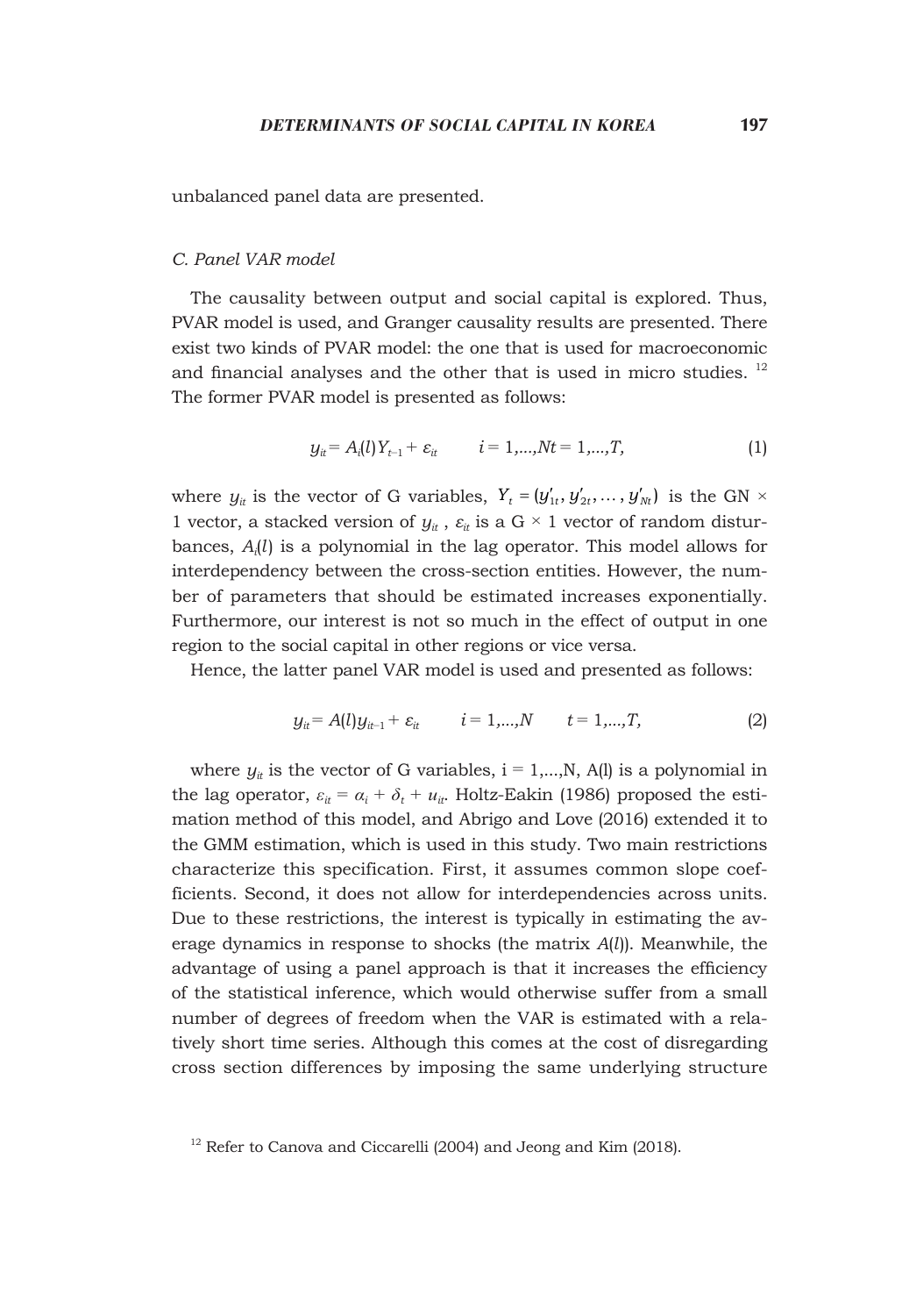unbalanced panel data are presented.

### C. Panel VAR model

The causality between output and social capital is explored. Thus, PVAR model is used, and Granger causality results are presented. There exist two kinds of PVAR model: the one that is used for macroeconomic and financial analyses and the other that is used in micro studies. [12] The former PVAR model is presented as follows:

$$y_{it} = A_i(l)Y_{t-1} + \varepsilon_{it} \qquad i = 1,\ldots,Nt = 1,\ldots,T, \tag{1}$$

where $y_{it}$ is the vector of G variables, $Y_t = (y'_{1t}, y'_{2t}, \ldots, y'_{Nt})$ is the GN × 1 vector, a stacked version of $y_{it}$ , $\varepsilon_{it}$ is a G × 1 vector of random disturbances, $A_i(l)$ is a polynomial in the lag operator. This model allows for interdependency between the cross-section entities. However, the number of parameters that should be estimated increases exponentially. Furthermore, our interest is not so much in the effect of output in one region to the social capital in other regions or vice versa.

Hence, the latter panel VAR model is used and presented as follows:

$$y_{it} = A(l)y_{it-1} + \varepsilon_{it} \qquad i = 1,\ldots,N \qquad t = 1,\ldots,T, \tag{2}$$

where $y_{it}$ is the vector of G variables, i = 1,...,N, A(l) is a polynomial in the lag operator, $\varepsilon_{it} = \alpha_i + \delta_t + u_{it}$. Holtz-Eakin (1986) proposed the estimation method of this model, and Abrigo and Love (2016) extended it to the GMM estimation, which is used in this study. Two main restrictions characterize this specification. First, it assumes common slope coefficients. Second, it does not allow for interdependencies across units. Due to these restrictions, the interest is typically in estimating the average dynamics in response to shocks (the matrix $A(l)$). Meanwhile, the advantage of using a panel approach is that it increases the efficiency of the statistical inference, which would otherwise suffer from a small number of degrees of freedom when the VAR is estimated with a relatively short time series. Although this comes at the cost of disregarding cross section differences by imposing the same underlying structure

[12] Refer to Canova and Ciccarelli (2004) and Jeong and Kim (2018).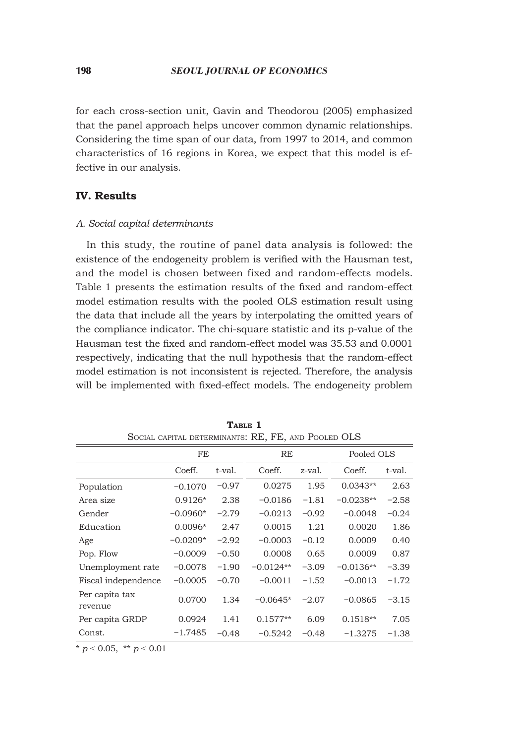for each cross-section unit, Gavin and Theodorou (2005) emphasized that the panel approach helps uncover common dynamic relationships. Considering the time span of our data, from 1997 to 2014, and common characteristics of 16 regions in Korea, we expect that this model is effective in our analysis.

## IV. Results

### *A. Social capital determinants*

In this study, the routine of panel data analysis is followed: the existence of the endogeneity problem is verified with the Hausman test, and the model is chosen between fixed and random-effects models. Table 1 presents the estimation results of the fixed and random-effect model estimation results with the pooled OLS estimation result using the data that include all the years by interpolating the omitted years of the compliance indicator. The chi-square statistic and its p-value of the Hausman test the fixed and random-effect model was 35.53 and 0.0001 respectively, indicating that the null hypothesis that the random-effect model estimation is not inconsistent is rejected. Therefore, the analysis will be implemented with fixed-effect models. The endogeneity problem

**Table 1**
Social capital determinants: RE, FE, and Pooled OLS

| | FE | | RE | | Pooled OLS | |
|---|---|---|---|---|---|---|
| | Coeff. | t-val. | Coeff. | z-val. | Coeff. | t-val. |
| Population | −0.1070 | −0.97 | 0.0275 | 1.95 | 0.0343** | 2.63 |
| Area size | 0.9126* | 2.38 | −0.0186 | −1.81 | −0.0238** | −2.58 |
| Gender | −0.0960* | −2.79 | −0.0213 | −0.92 | −0.0048 | −0.24 |
| Education | 0.0096* | 2.47 | 0.0015 | 1.21 | 0.0020 | 1.86 |
| Age | −0.0209* | −2.92 | −0.0003 | −0.12 | 0.0009 | 0.40 |
| Pop. Flow | −0.0009 | −0.50 | 0.0008 | 0.65 | 0.0009 | 0.87 |
| Unemployment rate | −0.0078 | −1.90 | −0.0124** | −3.09 | −0.0136** | −3.39 |
| Fiscal independence | −0.0005 | −0.70 | −0.0011 | −1.52 | −0.0013 | −1.72 |
| Per capita tax revenue | 0.0700 | 1.34 | −0.0645* | −2.07 | −0.0865 | −3.15 |
| Per capita GRDP | 0.0924 | 1.41 | 0.1577** | 6.09 | 0.1518** | 7.05 |
| Const. | −1.7485 | −0.48 | −0.5242 | −0.48 | −1.3275 | −1.38 |

\* $p < 0.05$, \*\* $p < 0.01$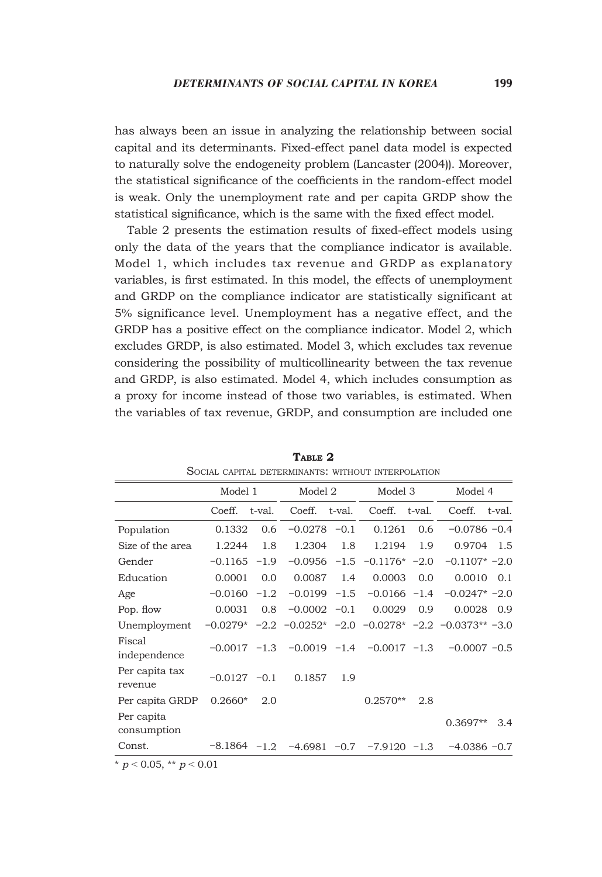has always been an issue in analyzing the relationship between social capital and its determinants. Fixed-effect panel data model is expected to naturally solve the endogeneity problem (Lancaster (2004)). Moreover, the statistical significance of the coefficients in the random-effect model is weak. Only the unemployment rate and per capita GRDP show the statistical significance, which is the same with the fixed effect model.

Table 2 presents the estimation results of fixed-effect models using only the data of the years that the compliance indicator is available. Model 1, which includes tax revenue and GRDP as explanatory variables, is first estimated. In this model, the effects of unemployment and GRDP on the compliance indicator are statistically significant at 5% significance level. Unemployment has a negative effect, and the GRDP has a positive effect on the compliance indicator. Model 2, which excludes GRDP, is also estimated. Model 3, which excludes tax revenue considering the possibility of multicollinearity between the tax revenue and GRDP, is also estimated. Model 4, which includes consumption as a proxy for income instead of those two variables, is estimated. When the variables of tax revenue, GRDP, and consumption are included one

**Table 2**
Social capital determinants: without interpolation

| | Model 1 | | Model 2 | | Model 3 | | Model 4 | |
|---|---|---|---|---|---|---|---|---|
| | Coeff. | t-val. | Coeff. | t-val. | Coeff. | t-val. | Coeff. | t-val. |
| Population | 0.1332 | 0.6 | −0.0278 | −0.1 | 0.1261 | 0.6 | −0.0786 | −0.4 |
| Size of the area | 1.2244 | 1.8 | 1.2304 | 1.8 | 1.2194 | 1.9 | 0.9704 | 1.5 |
| Gender | −0.1165 | −1.9 | −0.0956 | −1.5 | −0.1176* | −2.0 | −0.1107* | −2.0 |
| Education | 0.0001 | 0.0 | 0.0087 | 1.4 | 0.0003 | 0.0 | 0.0010 | 0.1 |
| Age | −0.0160 | −1.2 | −0.0199 | −1.5 | −0.0166 | −1.4 | −0.0247* | −2.0 |
| Pop. flow | 0.0031 | 0.8 | −0.0002 | −0.1 | 0.0029 | 0.9 | 0.0028 | 0.9 |
| Unemployment | −0.0279* | −2.2 | −0.0252* | −2.0 | −0.0278* | −2.2 | −0.0373** | −3.0 |
| Fiscal independence | −0.0017 | −1.3 | −0.0019 | −1.4 | −0.0017 | −1.3 | −0.0007 | −0.5 |
| Per capita tax revenue | −0.0127 | −0.1 | 0.1857 | 1.9 | | | | |
| Per capita GRDP | 0.2660* | 2.0 | | | 0.2570** | 2.8 | | |
| Per capita consumption | | | | | | | 0.3697** | 3.4 |
| Const. | −8.1864 | −1.2 | −4.6981 | −0.7 | −7.9120 | −1.3 | −4.0386 | −0.7 |

* $p < 0.05$, ** $p < 0.01$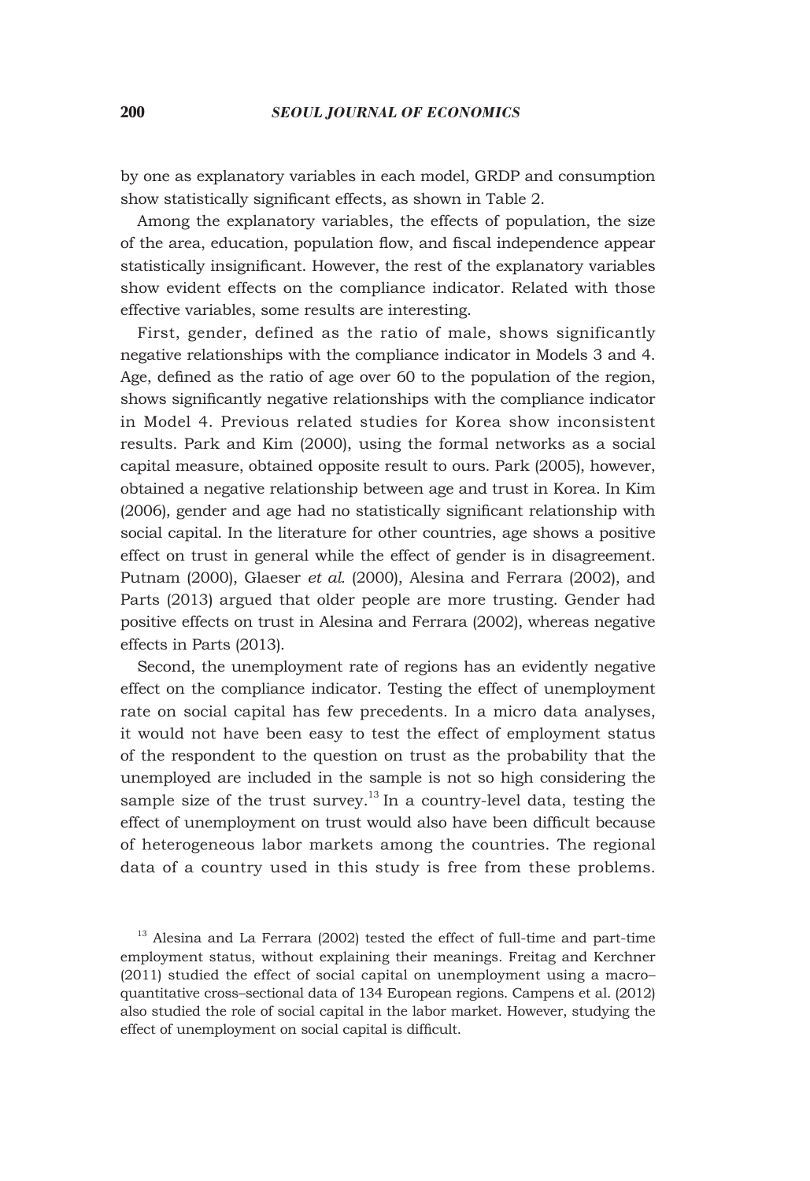by one as explanatory variables in each model, GRDP and consumption show statistically significant effects, as shown in Table 2.

Among the explanatory variables, the effects of population, the size of the area, education, population flow, and fiscal independence appear statistically insignificant. However, the rest of the explanatory variables show evident effects on the compliance indicator. Related with those effective variables, some results are interesting.

First, gender, defined as the ratio of male, shows significantly negative relationships with the compliance indicator in Models 3 and 4. Age, defined as the ratio of age over 60 to the population of the region, shows significantly negative relationships with the compliance indicator in Model 4. Previous related studies for Korea show inconsistent results. Park and Kim (2000), using the formal networks as a social capital measure, obtained opposite result to ours. Park (2005), however, obtained a negative relationship between age and trust in Korea. In Kim (2006), gender and age had no statistically significant relationship with social capital. In the literature for other countries, age shows a positive effect on trust in general while the effect of gender is in disagreement. Putnam (2000), Glaeser *et al.* (2000), Alesina and Ferrara (2002), and Parts (2013) argued that older people are more trusting. Gender had positive effects on trust in Alesina and Ferrara (2002), whereas negative effects in Parts (2013).

Second, the unemployment rate of regions has an evidently negative effect on the compliance indicator. Testing the effect of unemployment rate on social capital has few precedents. In a micro data analyses, it would not have been easy to test the effect of employment status of the respondent to the question on trust as the probability that the unemployed are included in the sample is not so high considering the sample size of the trust survey.[13] In a country-level data, testing the effect of unemployment on trust would also have been difficult because of heterogeneous labor markets among the countries. The regional data of a country used in this study is free from these problems.

[13] Alesina and La Ferrara (2002) tested the effect of full-time and part-time employment status, without explaining their meanings. Freitag and Kerchner (2011) studied the effect of social capital on unemployment using a macro–quantitative cross–sectional data of 134 European regions. Campens et al. (2012) also studied the role of social capital in the labor market. However, studying the effect of unemployment on social capital is difficult.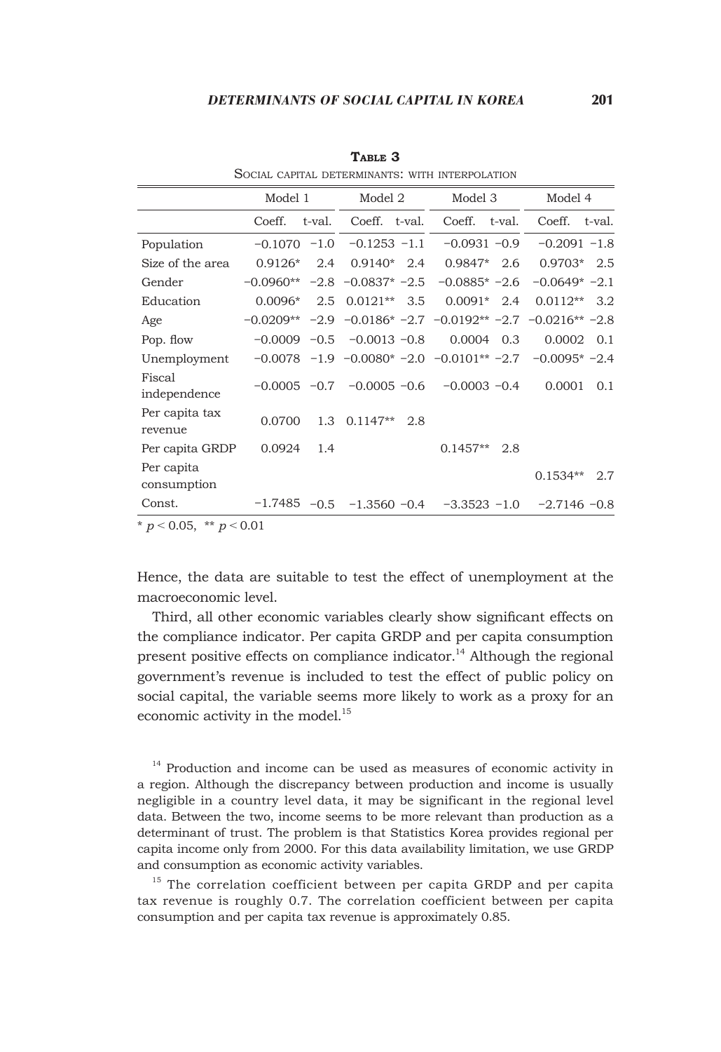**TABLE 3**
SOCIAL CAPITAL DETERMINANTS: WITH INTERPOLATION

| | Model 1 | | Model 2 | | Model 3 | | Model 4 | |
|---|---|---|---|---|---|---|---|---|
| | Coeff. | t-val. | Coeff. | t-val. | Coeff. | t-val. | Coeff. | t-val. |
| Population | −0.1070 | −1.0 | −0.1253 | −1.1 | −0.0931 | −0.9 | −0.2091 | −1.8 |
| Size of the area | 0.9126* | 2.4 | 0.9140* | 2.4 | 0.9847* | 2.6 | 0.9703* | 2.5 |
| Gender | −0.0960** | −2.8 | −0.0837* | −2.5 | −0.0885* | −2.6 | −0.0649* | −2.1 |
| Education | 0.0096* | 2.5 | 0.0121** | 3.5 | 0.0091* | 2.4 | 0.0112** | 3.2 |
| Age | −0.0209** | −2.9 | −0.0186* | −2.7 | −0.0192** | −2.7 | −0.0216** | −2.8 |
| Pop. flow | −0.0009 | −0.5 | −0.0013 | −0.8 | 0.0004 | 0.3 | 0.0002 | 0.1 |
| Unemployment | −0.0078 | −1.9 | −0.0080* | −2.0 | −0.0101** | −2.7 | −0.0095* | −2.4 |
| Fiscal independence | −0.0005 | −0.7 | −0.0005 | −0.6 | −0.0003 | −0.4 | 0.0001 | 0.1 |
| Per capita tax revenue | 0.0700 | 1.3 | 0.1147** | 2.8 | | | | |
| Per capita GRDP | 0.0924 | 1.4 | | | 0.1457** | 2.8 | | |
| Per capita consumption | | | | | | | 0.1534** | 2.7 |
| Const. | −1.7485 | −0.5 | −1.3560 | −0.4 | −3.3523 | −1.0 | −2.7146 | −0.8 |

\* $p < 0.05$, \*\* $p < 0.01$

Hence, the data are suitable to test the effect of unemployment at the macroeconomic level.

Third, all other economic variables clearly show significant effects on the compliance indicator. Per capita GRDP and per capita consumption present positive effects on compliance indicator.[14] Although the regional government's revenue is included to test the effect of public policy on social capital, the variable seems more likely to work as a proxy for an economic activity in the model.[15]

[14] Production and income can be used as measures of economic activity in a region. Although the discrepancy between production and income is usually negligible in a country level data, it may be significant in the regional level data. Between the two, income seems to be more relevant than production as a determinant of trust. The problem is that Statistics Korea provides regional per capita income only from 2000. For this data availability limitation, we use GRDP and consumption as economic activity variables.

[15] The correlation coefficient between per capita GRDP and per capita tax revenue is roughly 0.7. The correlation coefficient between per capita consumption and per capita tax revenue is approximately 0.85.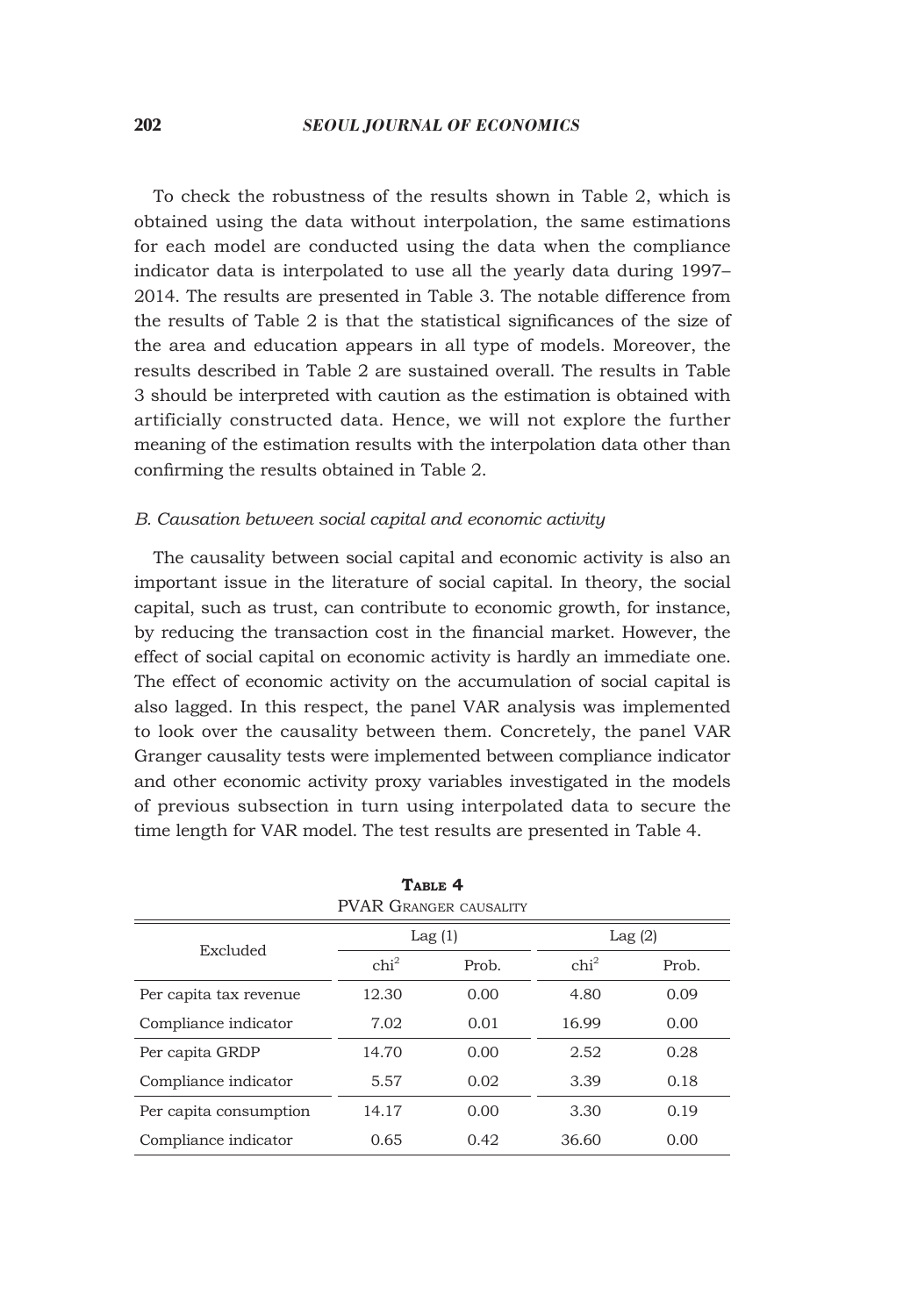To check the robustness of the results shown in Table 2, which is obtained using the data without interpolation, the same estimations for each model are conducted using the data when the compliance indicator data is interpolated to use all the yearly data during 1997–2014. The results are presented in Table 3. The notable difference from the results of Table 2 is that the statistical significances of the size of the area and education appears in all type of models. Moreover, the results described in Table 2 are sustained overall. The results in Table 3 should be interpreted with caution as the estimation is obtained with artificially constructed data. Hence, we will not explore the further meaning of the estimation results with the interpolation data other than confirming the results obtained in Table 2.

### *B. Causation between social capital and economic activity*

The causality between social capital and economic activity is also an important issue in the literature of social capital. In theory, the social capital, such as trust, can contribute to economic growth, for instance, by reducing the transaction cost in the financial market. However, the effect of social capital on economic activity is hardly an immediate one. The effect of economic activity on the accumulation of social capital is also lagged. In this respect, the panel VAR analysis was implemented to look over the causality between them. Concretely, the panel VAR Granger causality tests were implemented between compliance indicator and other economic activity proxy variables investigated in the models of previous subsection in turn using interpolated data to secure the time length for VAR model. The test results are presented in Table 4.

**Table 4**
PVAR Granger causality

| Excluded | Lag (1) | | Lag (2) | |
|---|---|---|---|---|
| | $chi^2$ | Prob. | $chi^2$ | Prob. |
| Per capita tax revenue | 12.30 | 0.00 | 4.80 | 0.09 |
| Compliance indicator | 7.02 | 0.01 | 16.99 | 0.00 |
| Per capita GRDP | 14.70 | 0.00 | 2.52 | 0.28 |
| Compliance indicator | 5.57 | 0.02 | 3.39 | 0.18 |
| Per capita consumption | 14.17 | 0.00 | 3.30 | 0.19 |
| Compliance indicator | 0.65 | 0.42 | 36.60 | 0.00 |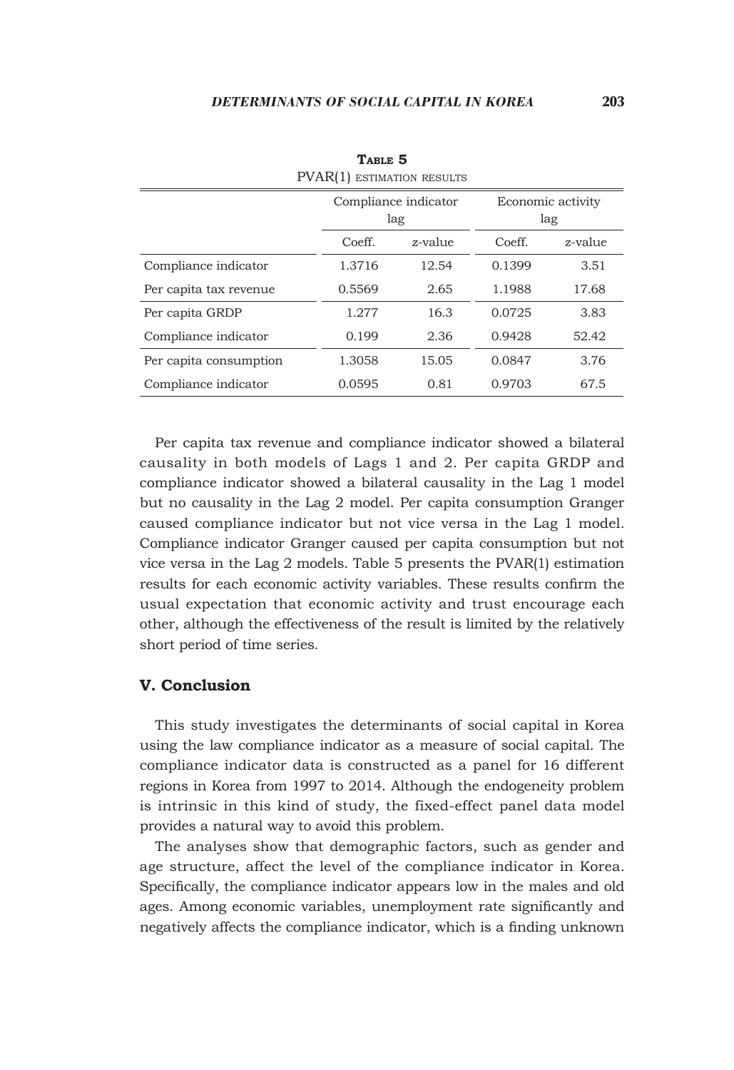**Table 5**

PVAR(1) estimation results

| | Compliance indicator lag | | Economic activity lag | |
|---|---|---|---|---|
| | Coeff. | z-value | Coeff. | z-value |
| Compliance indicator | 1.3716 | 12.54 | 0.1399 | 3.51 |
| Per capita tax revenue | 0.5569 | 2.65 | 1.1988 | 17.68 |
| Per capita GRDP | 1.277 | 16.3 | 0.0725 | 3.83 |
| Compliance indicator | 0.199 | 2.36 | 0.9428 | 52.42 |
| Per capita consumption | 1.3058 | 15.05 | 0.0847 | 3.76 |
| Compliance indicator | 0.0595 | 0.81 | 0.9703 | 67.5 |

Per capita tax revenue and compliance indicator showed a bilateral causality in both models of Lags 1 and 2. Per capita GRDP and compliance indicator showed a bilateral causality in the Lag 1 model but no causality in the Lag 2 model. Per capita consumption Granger caused compliance indicator but not vice versa in the Lag 1 model. Compliance indicator Granger caused per capita consumption but not vice versa in the Lag 2 models. Table 5 presents the PVAR(1) estimation results for each economic activity variables. These results confirm the usual expectation that economic activity and trust encourage each other, although the effectiveness of the result is limited by the relatively short period of time series.

## V. Conclusion

This study investigates the determinants of social capital in Korea using the law compliance indicator as a measure of social capital. The compliance indicator data is constructed as a panel for 16 different regions in Korea from 1997 to 2014. Although the endogeneity problem is intrinsic in this kind of study, the fixed-effect panel data model provides a natural way to avoid this problem.

The analyses show that demographic factors, such as gender and age structure, affect the level of the compliance indicator in Korea. Specifically, the compliance indicator appears low in the males and old ages. Among economic variables, unemployment rate significantly and negatively affects the compliance indicator, which is a finding unknown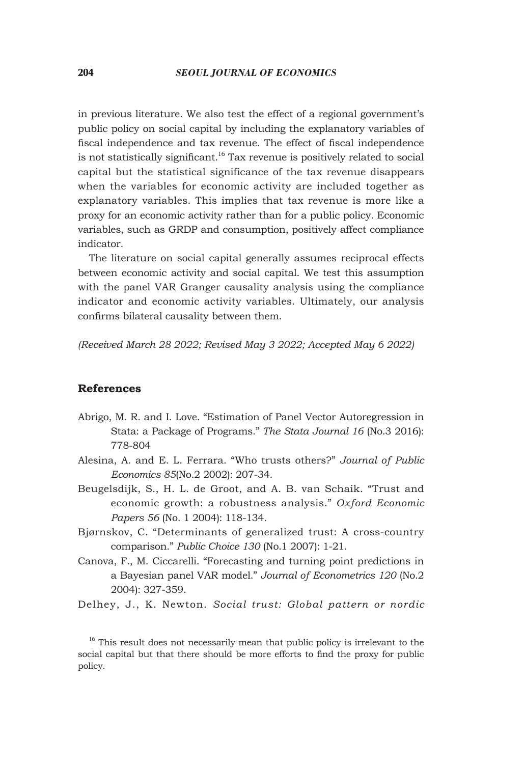in previous literature. We also test the effect of a regional government's public policy on social capital by including the explanatory variables of fiscal independence and tax revenue. The effect of fiscal independence is not statistically significant.[16] Tax revenue is positively related to social capital but the statistical significance of the tax revenue disappears when the variables for economic activity are included together as explanatory variables. This implies that tax revenue is more like a proxy for an economic activity rather than for a public policy. Economic variables, such as GRDP and consumption, positively affect compliance indicator.

The literature on social capital generally assumes reciprocal effects between economic activity and social capital. We test this assumption with the panel VAR Granger causality analysis using the compliance indicator and economic activity variables. Ultimately, our analysis confirms bilateral causality between them.

*(Received March 28 2022; Revised May 3 2022; Accepted May 6 2022)*

## References

Abrigo, M. R. and I. Love. "Estimation of Panel Vector Autoregression in Stata: a Package of Programs." *The Stata Journal 16* (No.3 2016): 778-804

Alesina, A. and E. L. Ferrara. "Who trusts others?" *Journal of Public Economics 85*(No.2 2002): 207-34.

Beugelsdijk, S., H. L. de Groot, and A. B. van Schaik. "Trust and economic growth: a robustness analysis." *Oxford Economic Papers 56* (No. 1 2004): 118-134.

Bjørnskov, C. "Determinants of generalized trust: A cross-country comparison." *Public Choice 130* (No.1 2007): 1-21.

Canova, F., M. Ciccarelli. "Forecasting and turning point predictions in a Bayesian panel VAR model." *Journal of Econometrics 120* (No.2 2004): 327-359.

Delhey, J., K. Newton. *Social trust: Global pattern or nordic*

[16] This result does not necessarily mean that public policy is irrelevant to the social capital but that there should be more efforts to find the proxy for public policy.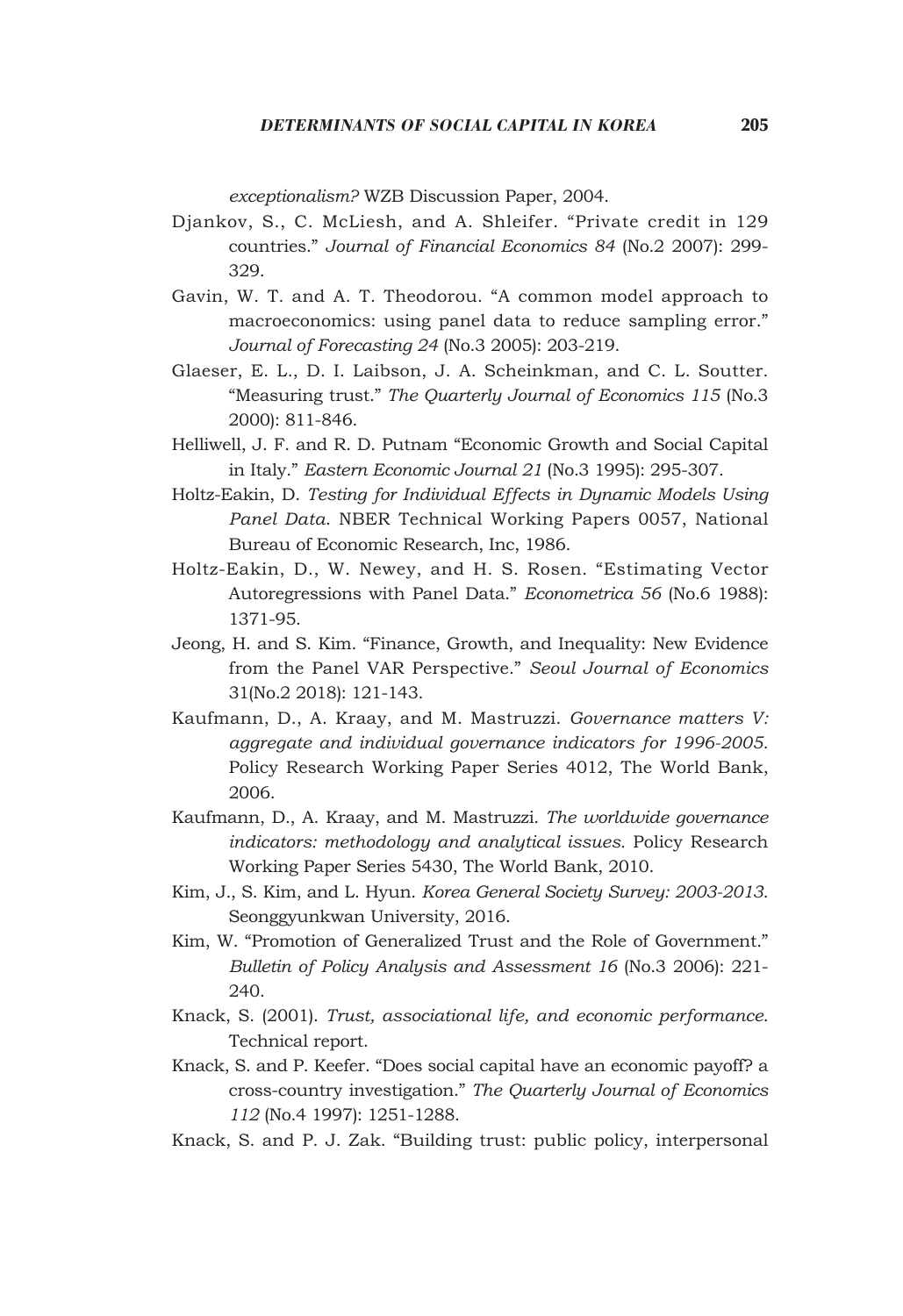*exceptionalism?* WZB Discussion Paper, 2004.

Djankov, S., C. McLiesh, and A. Shleifer. "Private credit in 129 countries." *Journal of Financial Economics 84* (No.2 2007): 299-329.

Gavin, W. T. and A. T. Theodorou. "A common model approach to macroeconomics: using panel data to reduce sampling error." *Journal of Forecasting 24* (No.3 2005): 203-219.

Glaeser, E. L., D. I. Laibson, J. A. Scheinkman, and C. L. Soutter. "Measuring trust." *The Quarterly Journal of Economics 115* (No.3 2000): 811-846.

Helliwell, J. F. and R. D. Putnam "Economic Growth and Social Capital in Italy." *Eastern Economic Journal 21* (No.3 1995): 295-307.

Holtz-Eakin, D. *Testing for Individual Effects in Dynamic Models Using Panel Data*. NBER Technical Working Papers 0057, National Bureau of Economic Research, Inc, 1986.

Holtz-Eakin, D., W. Newey, and H. S. Rosen. "Estimating Vector Autoregressions with Panel Data." *Econometrica 56* (No.6 1988): 1371-95.

Jeong, H. and S. Kim. "Finance, Growth, and Inequality: New Evidence from the Panel VAR Perspective." *Seoul Journal of Economics* 31(No.2 2018): 121-143.

Kaufmann, D., A. Kraay, and M. Mastruzzi. *Governance matters V: aggregate and individual governance indicators for 1996-2005*. Policy Research Working Paper Series 4012, The World Bank, 2006.

Kaufmann, D., A. Kraay, and M. Mastruzzi. *The worldwide governance indicators: methodology and analytical issues.* Policy Research Working Paper Series 5430, The World Bank, 2010.

Kim, J., S. Kim, and L. Hyun. *Korea General Society Survey: 2003-2013*. Seonggyunkwan University, 2016.

Kim, W. "Promotion of Generalized Trust and the Role of Government." *Bulletin of Policy Analysis and Assessment 16* (No.3 2006): 221-240.

Knack, S. (2001). *Trust, associational life, and economic performance*. Technical report.

Knack, S. and P. Keefer. "Does social capital have an economic payoff? a cross-country investigation." *The Quarterly Journal of Economics 112* (No.4 1997): 1251-1288.

Knack, S. and P. J. Zak. "Building trust: public policy, interpersonal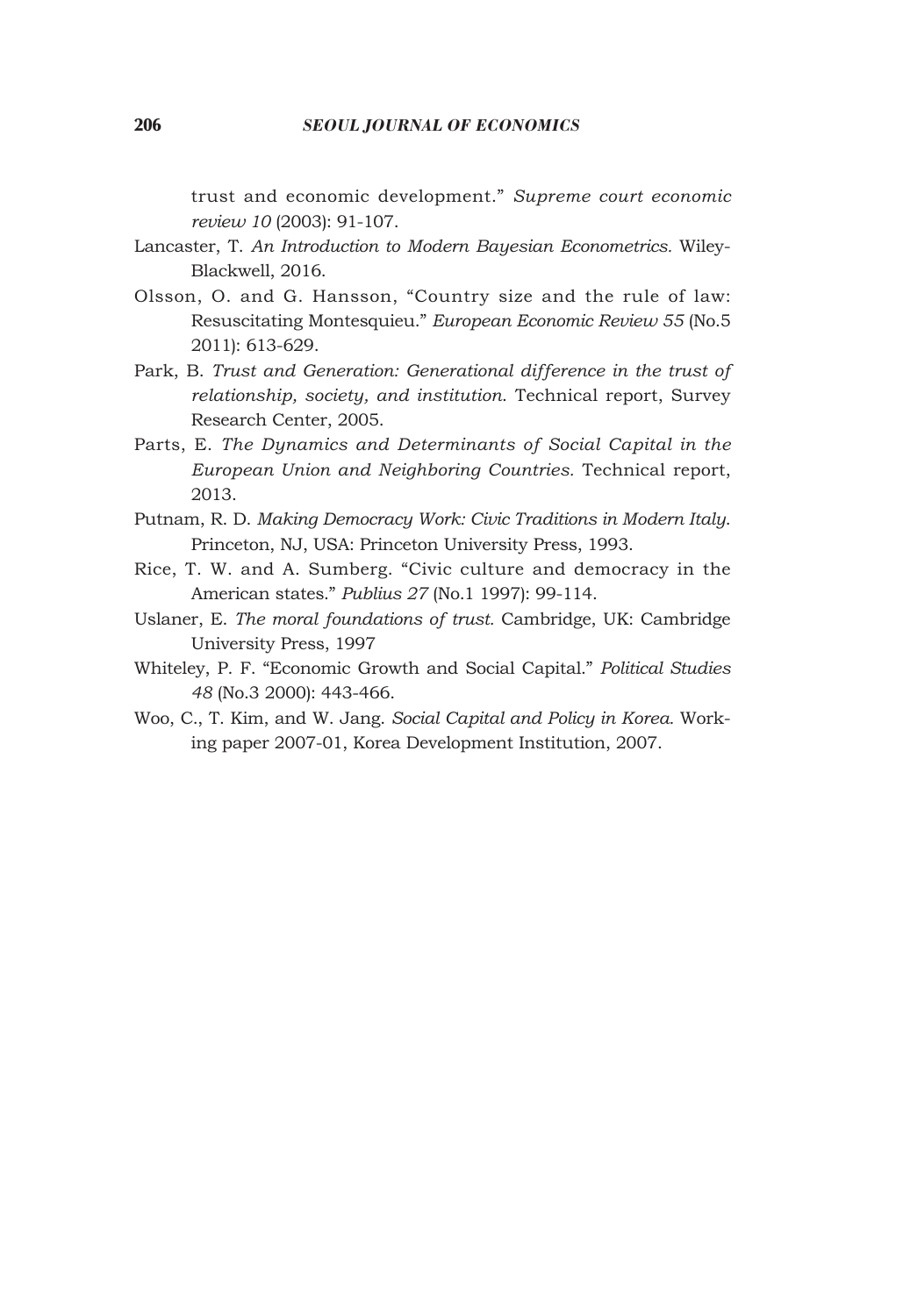trust and economic development." *Supreme court economic review 10* (2003): 91-107.

Lancaster, T. *An Introduction to Modern Bayesian Econometrics.* Wiley-Blackwell, 2016.

Olsson, O. and G. Hansson, "Country size and the rule of law: Resuscitating Montesquieu." *European Economic Review 55* (No.5 2011): 613-629.

Park, B. *Trust and Generation: Generational difference in the trust of relationship, society, and institution.* Technical report, Survey Research Center, 2005.

Parts, E. *The Dynamics and Determinants of Social Capital in the European Union and Neighboring Countries.* Technical report, 2013.

Putnam, R. D. *Making Democracy Work: Civic Traditions in Modern Italy.* Princeton, NJ, USA: Princeton University Press, 1993.

Rice, T. W. and A. Sumberg. "Civic culture and democracy in the American states." *Publius 27* (No.1 1997): 99-114.

Uslaner, E. *The moral foundations of trust.* Cambridge, UK: Cambridge University Press, 1997

Whiteley, P. F. "Economic Growth and Social Capital." *Political Studies 48* (No.3 2000): 443-466.

Woo, C., T. Kim, and W. Jang. *Social Capital and Policy in Korea.* Working paper 2007-01, Korea Development Institution, 2007.